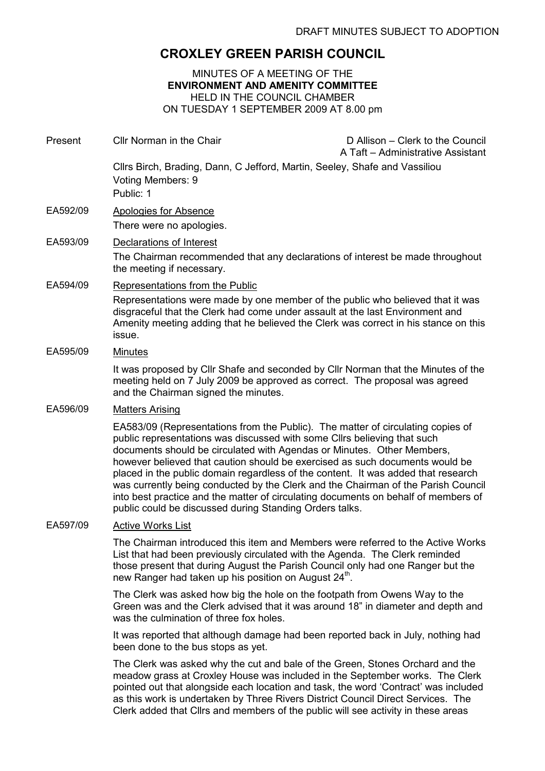DRAFT MINUTES SUBJECT TO ADOPTION

# CROXLEY GREEN PARISH COUNCIL

MINUTES OF A MEETING OF THE
**ENVIRONMENT AND AMENITY COMMITTEE**
HELD IN THE COUNCIL CHAMBER
ON TUESDAY 1 SEPTEMBER 2009 AT 8.00 pm

Present: Cllr Norman in the Chair — D Allison – Clerk to the Council; A Taft – Administrative Assistant

Cllrs Birch, Brading, Dann, C Jefford, Martin, Seeley, Shafe and Vassiliou
Voting Members: 9
Public: 1

**EA592/09** Apologies for Absence

There were no apologies.

**EA593/09** Declarations of Interest

The Chairman recommended that any declarations of interest be made throughout the meeting if necessary.

**EA594/09** Representations from the Public

Representations were made by one member of the public who believed that it was disgraceful that the Clerk had come under assault at the last Environment and Amenity meeting adding that he believed the Clerk was correct in his stance on this issue.

**EA595/09** Minutes

It was proposed by Cllr Shafe and seconded by Cllr Norman that the Minutes of the meeting held on 7 July 2009 be approved as correct. The proposal was agreed and the Chairman signed the minutes.

**EA596/09** Matters Arising

EA583/09 (Representations from the Public). The matter of circulating copies of public representations was discussed with some Cllrs believing that such documents should be circulated with Agendas or Minutes. Other Members, however believed that caution should be exercised as such documents would be placed in the public domain regardless of the content. It was added that research was currently being conducted by the Clerk and the Chairman of the Parish Council into best practice and the matter of circulating documents on behalf of members of public could be discussed during Standing Orders talks.

**EA597/09** Active Works List

The Chairman introduced this item and Members were referred to the Active Works List that had been previously circulated with the Agenda. The Clerk reminded those present that during August the Parish Council only had one Ranger but the new Ranger had taken up his position on August 24th.

The Clerk was asked how big the hole on the footpath from Owens Way to the Green was and the Clerk advised that it was around 18" in diameter and depth and was the culmination of three fox holes.

It was reported that although damage had been reported back in July, nothing had been done to the bus stops as yet.

The Clerk was asked why the cut and bale of the Green, Stones Orchard and the meadow grass at Croxley House was included in the September works. The Clerk pointed out that alongside each location and task, the word 'Contract' was included as this work is undertaken by Three Rivers District Council Direct Services. The Clerk added that Cllrs and members of the public will see activity in these areas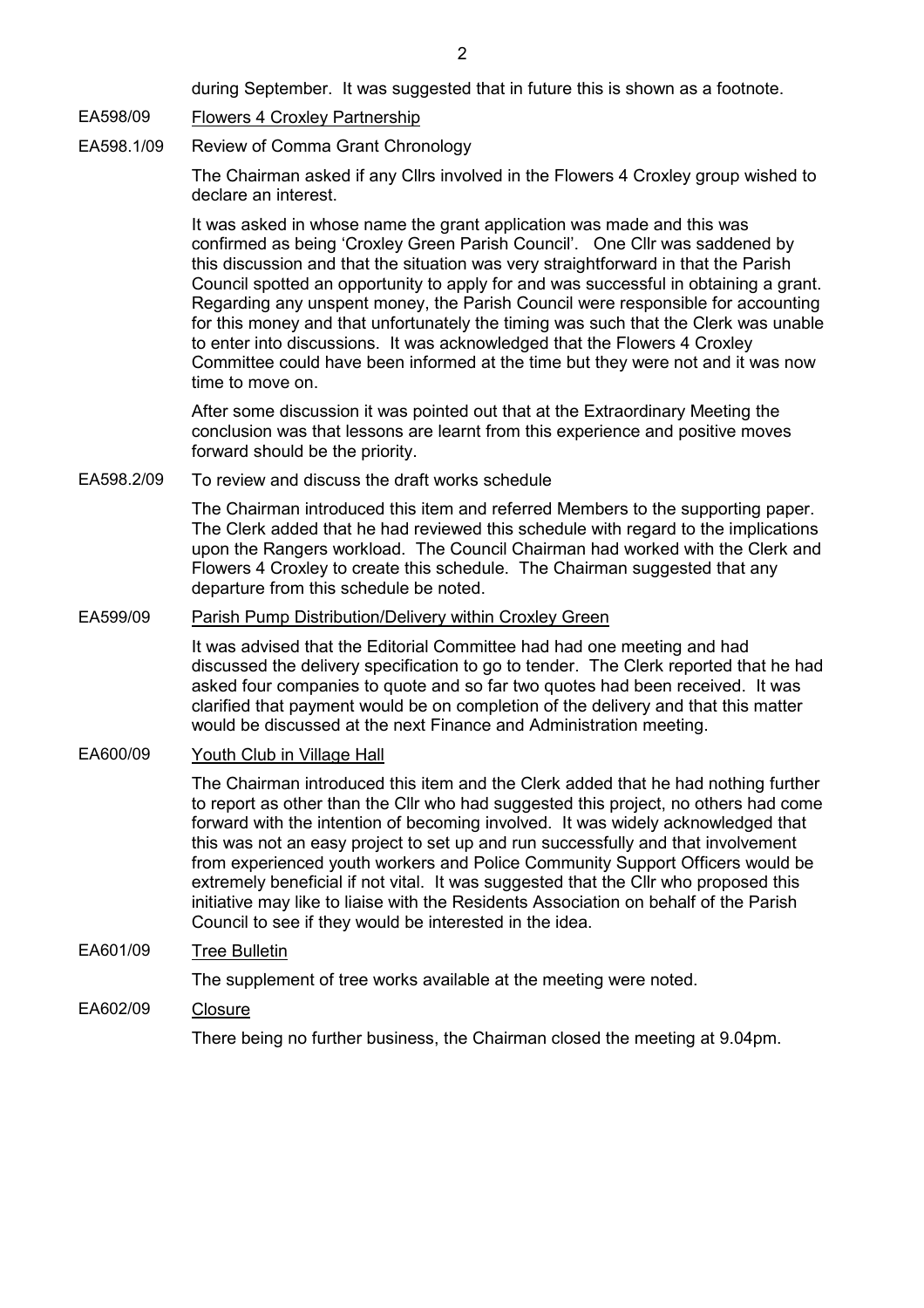during September. It was suggested that in future this is shown as a footnote.

EA598/09 Flowers 4 Croxley Partnership

EA598.1/09 Review of Comma Grant Chronology

The Chairman asked if any Cllrs involved in the Flowers 4 Croxley group wished to declare an interest.

It was asked in whose name the grant application was made and this was confirmed as being 'Croxley Green Parish Council'. One Cllr was saddened by this discussion and that the situation was very straightforward in that the Parish Council spotted an opportunity to apply for and was successful in obtaining a grant. Regarding any unspent money, the Parish Council were responsible for accounting for this money and that unfortunately the timing was such that the Clerk was unable to enter into discussions. It was acknowledged that the Flowers 4 Croxley Committee could have been informed at the time but they were not and it was now time to move on.

After some discussion it was pointed out that at the Extraordinary Meeting the conclusion was that lessons are learnt from this experience and positive moves forward should be the priority.

EA598.2/09 To review and discuss the draft works schedule

The Chairman introduced this item and referred Members to the supporting paper. The Clerk added that he had reviewed this schedule with regard to the implications upon the Rangers workload. The Council Chairman had worked with the Clerk and Flowers 4 Croxley to create this schedule. The Chairman suggested that any departure from this schedule be noted.

EA599/09 Parish Pump Distribution/Delivery within Croxley Green

It was advised that the Editorial Committee had had one meeting and had discussed the delivery specification to go to tender. The Clerk reported that he had asked four companies to quote and so far two quotes had been received. It was clarified that payment would be on completion of the delivery and that this matter would be discussed at the next Finance and Administration meeting.

EA600/09 Youth Club in Village Hall

The Chairman introduced this item and the Clerk added that he had nothing further to report as other than the Cllr who had suggested this project, no others had come forward with the intention of becoming involved. It was widely acknowledged that this was not an easy project to set up and run successfully and that involvement from experienced youth workers and Police Community Support Officers would be extremely beneficial if not vital. It was suggested that the Cllr who proposed this initiative may like to liaise with the Residents Association on behalf of the Parish Council to see if they would be interested in the idea.

EA601/09 Tree Bulletin

The supplement of tree works available at the meeting were noted.

EA602/09 Closure

There being no further business, the Chairman closed the meeting at 9.04pm.